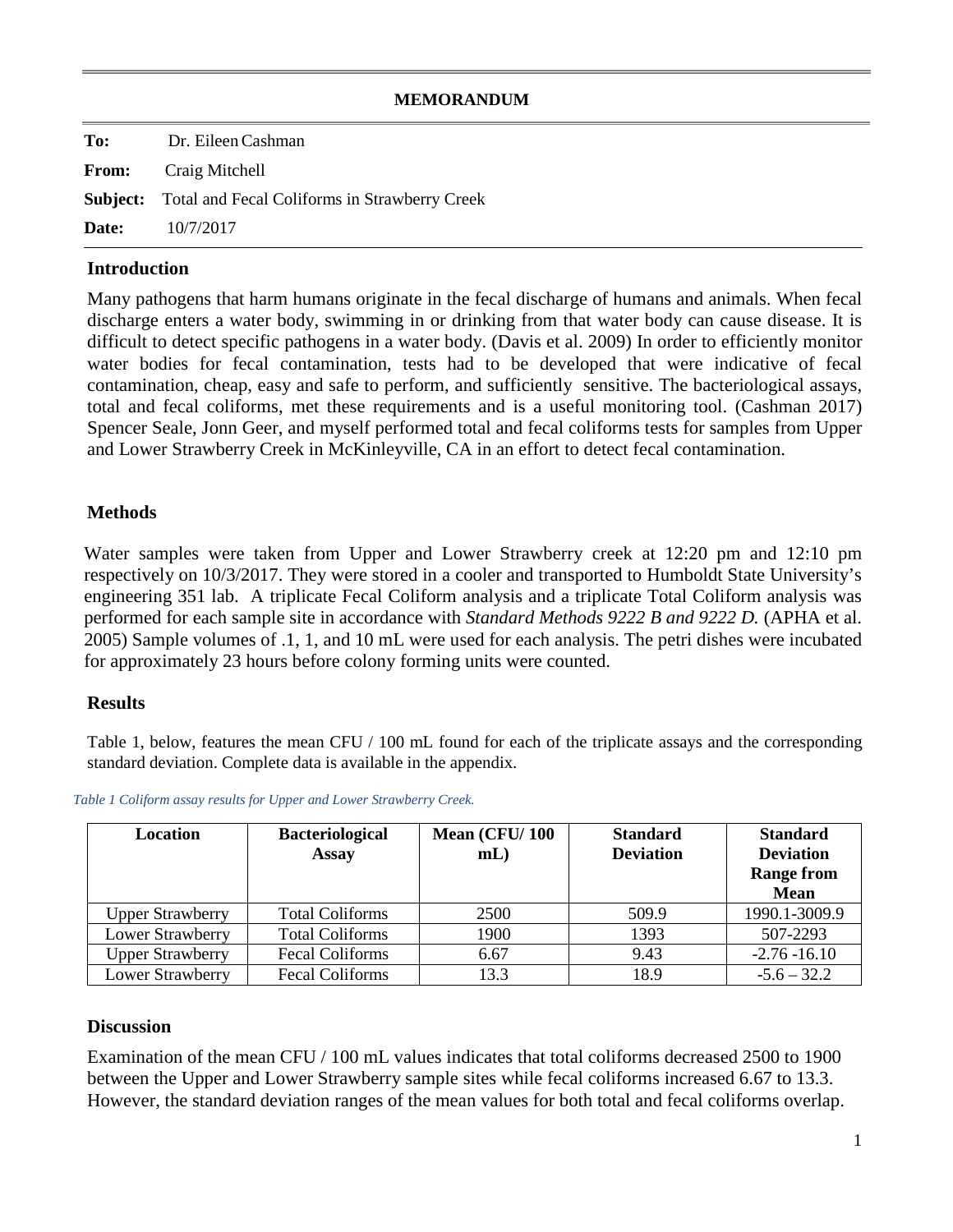**MEMORANDUM**

**To:** Dr. Eileen Cashman

**From:** Craig Mitchell

**Subject:** Total and Fecal Coliforms in Strawberry Creek

**Date:** 10/7/2017

## Introduction

Many pathogens that harm humans originate in the fecal discharge of humans and animals. When fecal discharge enters a water body, swimming in or drinking from that water body can cause disease. It is difficult to detect specific pathogens in a water body. (Davis et al. 2009) In order to efficiently monitor water bodies for fecal contamination, tests had to be developed that were indicative of fecal contamination, cheap, easy and safe to perform, and sufficiently sensitive. The bacteriological assays, total and fecal coliforms, met these requirements and is a useful monitoring tool. (Cashman 2017) Spencer Seale, Jonn Geer, and myself performed total and fecal coliforms tests for samples from Upper and Lower Strawberry Creek in McKinleyville, CA in an effort to detect fecal contamination.

## Methods

Water samples were taken from Upper and Lower Strawberry creek at 12:20 pm and 12:10 pm respectively on 10/3/2017. They were stored in a cooler and transported to Humboldt State University's engineering 351 lab. A triplicate Fecal Coliform analysis and a triplicate Total Coliform analysis was performed for each sample site in accordance with *Standard Methods 9222 B and 9222 D.* (APHA et al. 2005) Sample volumes of .1, 1, and 10 mL were used for each analysis. The petri dishes were incubated for approximately 23 hours before colony forming units were counted.

## Results

Table 1, below, features the mean CFU / 100 mL found for each of the triplicate assays and the corresponding standard deviation. Complete data is available in the appendix.

*Table 1 Coliform assay results for Upper and Lower Strawberry Creek.*

| Location | Bacteriological Assay | Mean (CFU/ 100 mL) | Standard Deviation | Standard Deviation Range from Mean |
|---|---|---|---|---|
| Upper Strawberry | Total Coliforms | 2500 | 509.9 | 1990.1-3009.9 |
| Lower Strawberry | Total Coliforms | 1900 | 1393 | 507-2293 |
| Upper Strawberry | Fecal Coliforms | 6.67 | 9.43 | -2.76 -16.10 |
| Lower Strawberry | Fecal Coliforms | 13.3 | 18.9 | -5.6 – 32.2 |

## Discussion

Examination of the mean CFU / 100 mL values indicates that total coliforms decreased 2500 to 1900 between the Upper and Lower Strawberry sample sites while fecal coliforms increased 6.67 to 13.3. However, the standard deviation ranges of the mean values for both total and fecal coliforms overlap.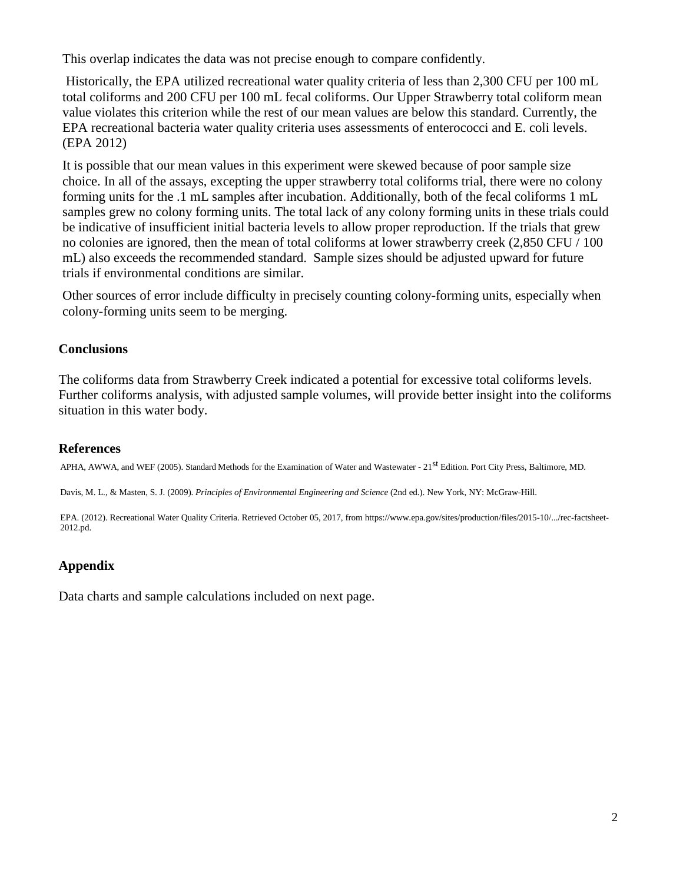This overlap indicates the data was not precise enough to compare confidently.

Historically, the EPA utilized recreational water quality criteria of less than 2,300 CFU per 100 mL total coliforms and 200 CFU per 100 mL fecal coliforms. Our Upper Strawberry total coliform mean value violates this criterion while the rest of our mean values are below this standard. Currently, the EPA recreational bacteria water quality criteria uses assessments of enterococci and E. coli levels. (EPA 2012)

It is possible that our mean values in this experiment were skewed because of poor sample size choice. In all of the assays, excepting the upper strawberry total coliforms trial, there were no colony forming units for the .1 mL samples after incubation. Additionally, both of the fecal coliforms 1 mL samples grew no colony forming units. The total lack of any colony forming units in these trials could be indicative of insufficient initial bacteria levels to allow proper reproduction. If the trials that grew no colonies are ignored, then the mean of total coliforms at lower strawberry creek (2,850 CFU / 100 mL) also exceeds the recommended standard. Sample sizes should be adjusted upward for future trials if environmental conditions are similar.

Other sources of error include difficulty in precisely counting colony-forming units, especially when colony-forming units seem to be merging.

## Conclusions

The coliforms data from Strawberry Creek indicated a potential for excessive total coliforms levels. Further coliforms analysis, with adjusted sample volumes, will provide better insight into the coliforms situation in this water body.

## References

APHA, AWWA, and WEF (2005). Standard Methods for the Examination of Water and Wastewater - 21st Edition. Port City Press, Baltimore, MD.

Davis, M. L., & Masten, S. J. (2009). *Principles of Environmental Engineering and Science* (2nd ed.). New York, NY: McGraw-Hill.

EPA. (2012). Recreational Water Quality Criteria. Retrieved October 05, 2017, from https://www.epa.gov/sites/production/files/2015-10/.../rec-factsheet-2012.pd.

## Appendix

Data charts and sample calculations included on next page.